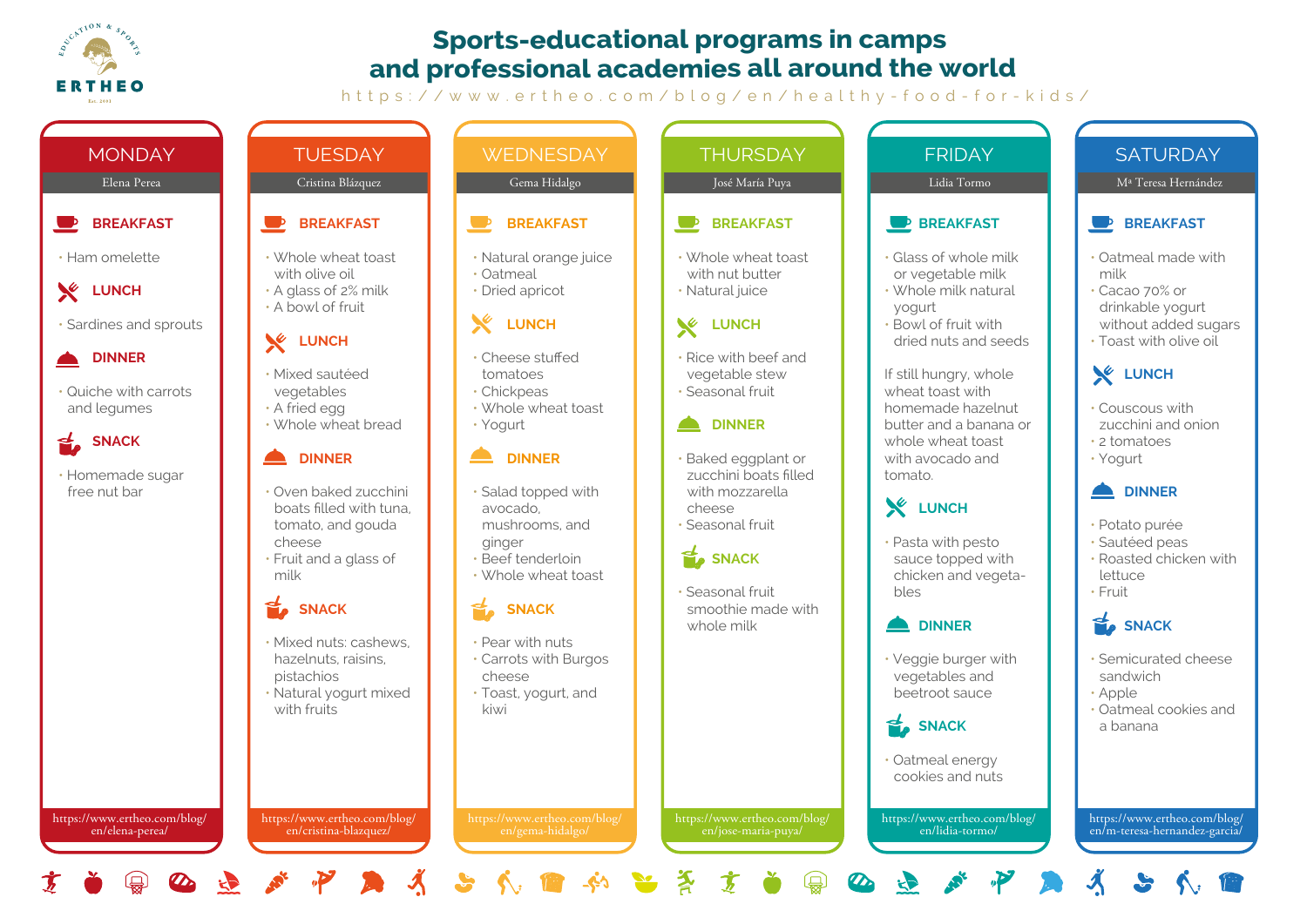ERTHEO

EDUCATION & SPORTS

Est. 2001

# Sports-educational programs in camps and professional academies all around the world

https://www.ertheo.com/blog/en/healthy-food-for-kids/

## MONDAY

Elena Perea

### BREAKFAST

- Ham omelette

### LUNCH

- Sardines and sprouts

### DINNER

- Quiche with carrots and legumes

### SNACK

- Homemade sugar free nut bar

https://www.ertheo.com/blog/en/elena-perea/

## TUESDAY

Cristina Blázquez

### BREAKFAST

- Whole wheat toast with olive oil
- A glass of 2% milk
- A bowl of fruit

### LUNCH

- Mixed sautéed vegetables
- A fried egg
- Whole wheat bread

### DINNER

- Oven baked zucchini boats filled with tuna, tomato, and gouda cheese
- Fruit and a glass of milk

### SNACK

- Mixed nuts: cashews, hazelnuts, raisins, pistachios
- Natural yogurt mixed with fruits

https://www.ertheo.com/blog/en/cristina-blazquez/

## WEDNESDAY

Gema Hidalgo

### BREAKFAST

- Natural orange juice
- Oatmeal
- Dried apricot

### LUNCH

- Cheese stuffed tomatoes
- Chickpeas
- Whole wheat toast
- Yogurt

### DINNER

- Salad topped with avocado, mushrooms, and ginger
- Beef tenderloin
- Whole wheat toast

### SNACK

- Pear with nuts
- Carrots with Burgos cheese
- Toast, yogurt, and kiwi

https://www.ertheo.com/blog/en/gema-hidalgo/

## THURSDAY

José María Puya

### BREAKFAST

- Whole wheat toast with nut butter
- Natural juice

### LUNCH

- Rice with beef and vegetable stew
- Seasonal fruit

### DINNER

- Baked eggplant or zucchini boats filled with mozzarella cheese
- Seasonal fruit

### SNACK

- Seasonal fruit smoothie made with whole milk

https://www.ertheo.com/blog/en/jose-maria-puya/

## FRIDAY

Lidia Tormo

### BREAKFAST

- Glass of whole milk or vegetable milk
- Whole milk natural yogurt
- Bowl of fruit with dried nuts and seeds

If still hungry, whole wheat toast with homemade hazelnut butter and a banana or whole wheat toast with avocado and tomato.

### LUNCH

- Pasta with pesto sauce topped with chicken and vegeta-bles

### DINNER

- Veggie burger with vegetables and beetroot sauce

### SNACK

- Oatmeal energy cookies and nuts

https://www.ertheo.com/blog/en/lidia-tormo/

## SATURDAY

Mª Teresa Hernández

### BREAKFAST

- Oatmeal made with milk
- Cacao 70% or drinkable yogurt without added sugars
- Toast with olive oil

### LUNCH

- Couscous with zucchini and onion
- 2 tomatoes
- Yogurt

### DINNER

- Potato purée
- Sautéed peas
- Roasted chicken with lettuce
- Fruit

### SNACK

- Semicurated cheese sandwich
- Apple
- Oatmeal cookies and a banana

https://www.ertheo.com/blog/en/m-teresa-hernandez-garcia/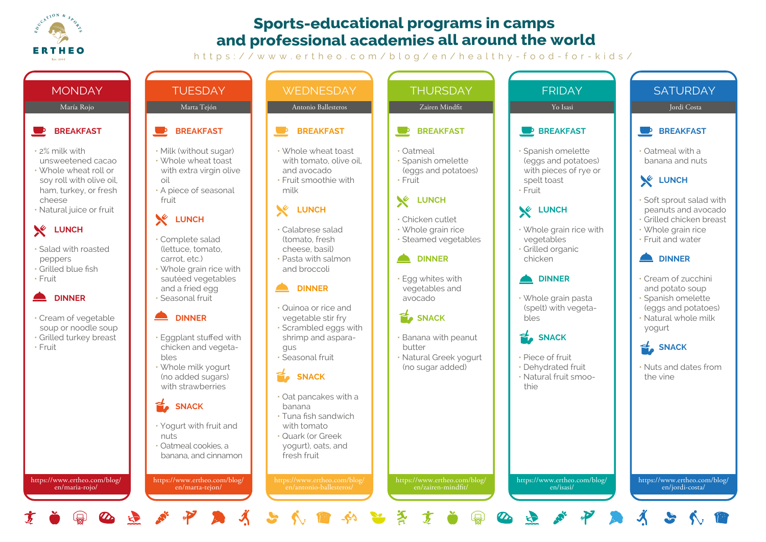# Sports-educational programs in camps and professional academies all around the world

https://www.ertheo.com/blog/en/healthy-food-for-kids/

## MONDAY

María Rojo

### BREAKFAST

- 2% milk with unsweetened cacao
- Whole wheat roll or soy roll with olive oil, ham, turkey, or fresh cheese
- Natural juice or fruit

### LUNCH

- Salad with roasted peppers
- Grilled blue fish
- Fruit

### DINNER

- Cream of vegetable soup or noodle soup
- Grilled turkey breast
- Fruit

https://www.ertheo.com/blog/en/maria-rojo/

## TUESDAY

Marta Tejón

### BREAKFAST

- Milk (without sugar)
- Whole wheat toast with extra virgin olive oil
- A piece of seasonal fruit

### LUNCH

- Complete salad (lettuce, tomato, carrot, etc.)
- Whole grain rice with sautéed vegetables and a fried egg
- Seasonal fruit

### DINNER

- Eggplant stuffed with chicken and vegetables
- Whole milk yogurt (no added sugars) with strawberries

### SNACK

- Yogurt with fruit and nuts
- Oatmeal cookies, a banana, and cinnamon

https://www.ertheo.com/blog/en/marta-tejon/

## WEDNESDAY

Antonio Ballesteros

### BREAKFAST

- Whole wheat toast with tomato, olive oil, and avocado
- Fruit smoothie with milk

### LUNCH

- Calabrese salad (tomato, fresh cheese, basil)
- Pasta with salmon and broccoli

### DINNER

- Quinoa or rice and vegetable stir fry
- Scrambled eggs with shrimp and asparagus
- Seasonal fruit

### SNACK

- Oat pancakes with a banana
- Tuna fish sandwich with tomato
- Quark (or Greek yogurt), oats, and fresh fruit

https://www.ertheo.com/blog/en/antonio-ballesteros/

## THURSDAY

Zairen Mindfit

### BREAKFAST

- Oatmeal
- Spanish omelette (eggs and potatoes)
- Fruit

### LUNCH

- Chicken cutlet
- Whole grain rice
- Steamed vegetables

### DINNER

- Egg whites with vegetables and avocado

### SNACK

- Banana with peanut butter
- Natural Greek yogurt (no sugar added)

https://www.ertheo.com/blog/en/zairen-mindfit/

## FRIDAY

Yo Isasi

### BREAKFAST

- Spanish omelette (eggs and potatoes) with pieces of rye or spelt toast
- Fruit

### LUNCH

- Whole grain rice with vegetables
- Grilled organic chicken

### DINNER

- Whole grain pasta (spelt) with vegetables

### SNACK

- Piece of fruit
- Dehydrated fruit
- Natural fruit smoothie

https://www.ertheo.com/blog/en/isasi/

## SATURDAY

Jordi Costa

### BREAKFAST

- Oatmeal with a banana and nuts

### LUNCH

- Soft sprout salad with peanuts and avocado
- Grilled chicken breast
- Whole grain rice
- Fruit and water

### DINNER

- Cream of zucchini and potato soup
- Spanish omelette (eggs and potatoes)
- Natural whole milk yogurt

### SNACK

- Nuts and dates from the vine

https://www.ertheo.com/blog/en/jordi-costa/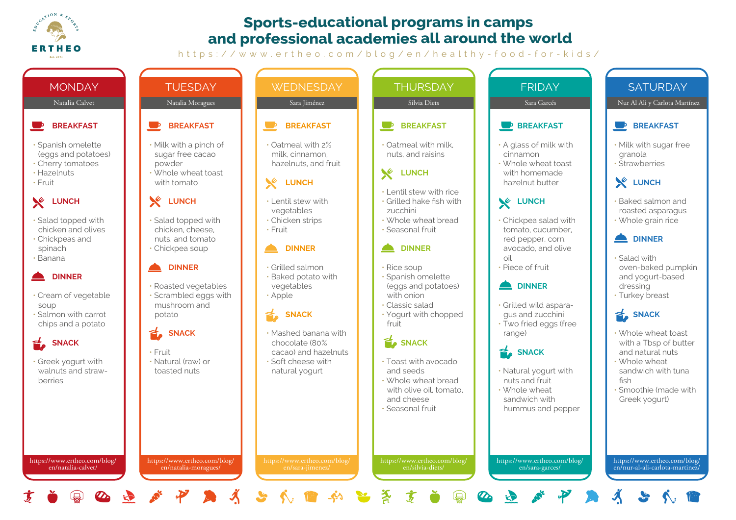ERTHEO

EDUCATION & SPORTS

Est. 2001

# Sports-educational programs in camps and professional academies all around the world

https://www.ertheo.com/blog/en/healthy-food-for-kids/

## MONDAY

Natalia Calvet

### BREAKFAST

- Spanish omelette (eggs and potatoes)
- Cherry tomatoes
- Hazelnuts
- Fruit

### LUNCH

- Salad topped with chicken and olives
- Chickpeas and spinach
- Banana

### DINNER

- Cream of vegetable soup
- Salmon with carrot chips and a potato

### SNACK

- Greek yogurt with walnuts and strawberries

https://www.ertheo.com/blog/en/natalia-calvet/

## TUESDAY

Natalia Moragues

### BREAKFAST

- Milk with a pinch of sugar free cacao powder
- Whole wheat toast with tomato

### LUNCH

- Salad topped with chicken, cheese, nuts, and tomato
- Chickpea soup

### DINNER

- Roasted vegetables
- Scrambled eggs with mushroom and potato

### SNACK

- Fruit
- Natural (raw) or toasted nuts

https://www.ertheo.com/blog/en/natalia-moragues/

## WEDNESDAY

Sara Jiménez

### BREAKFAST

- Oatmeal with 2% milk, cinnamon, hazelnuts, and fruit

### LUNCH

- Lentil stew with vegetables
- Chicken strips
- Fruit

### DINNER

- Grilled salmon
- Baked potato with vegetables
- Apple

### SNACK

- Mashed banana with chocolate (80% cacao) and hazelnuts
- Soft cheese with natural yogurt

https://www.ertheo.com/blog/en/sara-jimenez/

## THURSDAY

Silvia Diets

### BREAKFAST

- Oatmeal with milk, nuts, and raisins

### LUNCH

- Lentil stew with rice
- Grilled hake fish with zucchini
- Whole wheat bread
- Seasonal fruit

### DINNER

- Rice soup
- Spanish omelette (eggs and potatoes) with onion
- Classic salad
- Yogurt with chopped fruit

### SNACK

- Toast with avocado and seeds
- Whole wheat bread with olive oil, tomato, and cheese
- Seasonal fruit

https://www.ertheo.com/blog/en/silvia-diets/

## FRIDAY

Sara Garcés

### BREAKFAST

- A glass of milk with cinnamon
- Whole wheat toast with homemade hazelnut butter

### LUNCH

- Chickpea salad with tomato, cucumber, red pepper, corn, avocado, and olive oil
- Piece of fruit

### DINNER

- Grilled wild asparagus and zucchini
- Two fried eggs (free range)

### SNACK

- Natural yogurt with nuts and fruit
- Whole wheat sandwich with hummus and pepper

https://www.ertheo.com/blog/en/sara-garces/

## SATURDAY

Nur Al Ali y Carlota Martínez

### BREAKFAST

- Milk with sugar free granola
- Strawberries

### LUNCH

- Baked salmon and roasted asparagus
- Whole grain rice

### DINNER

- Salad with oven-baked pumpkin and yogurt-based dressing
- Turkey breast

### SNACK

- Whole wheat toast with a Tbsp of butter and natural nuts
- Whole wheat sandwich with tuna fish
- Smoothie (made with Greek yogurt)

https://www.ertheo.com/blog/en/nur-al-ali-carlota-martinez/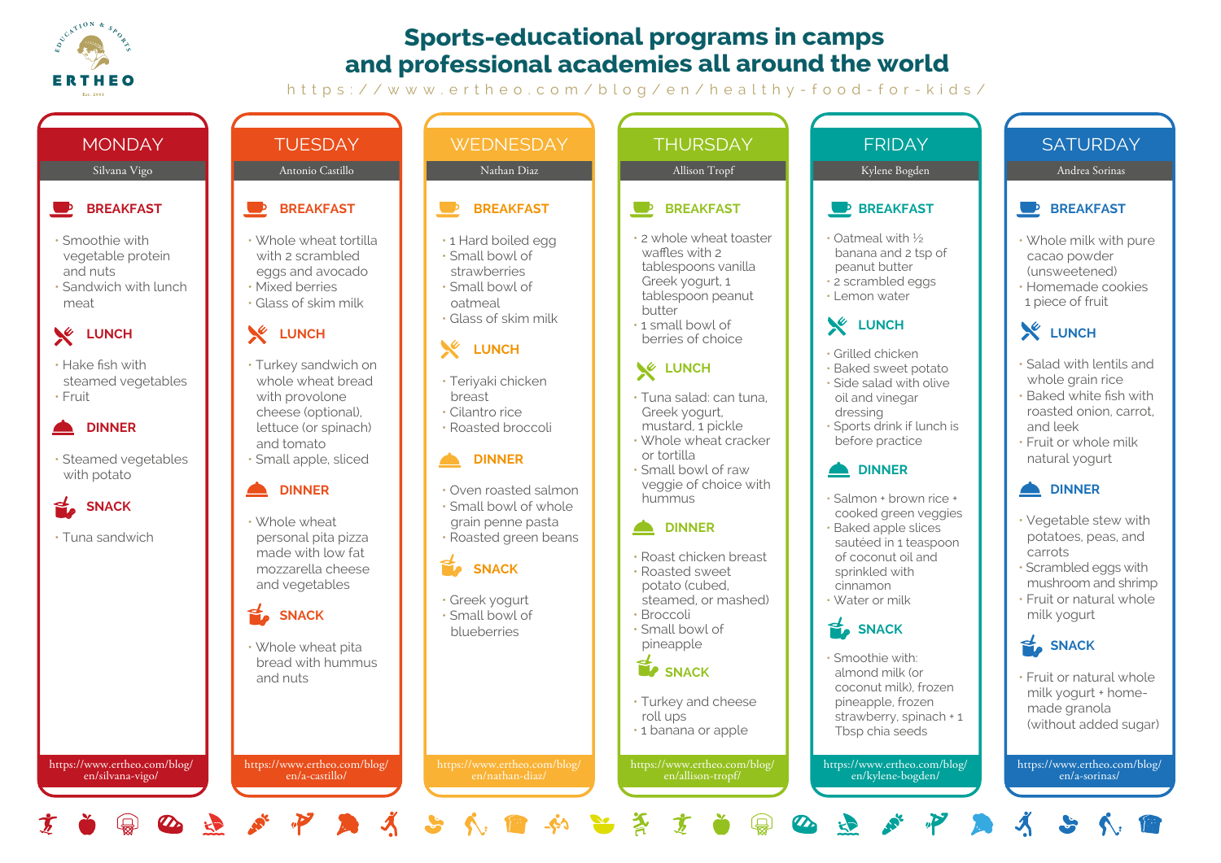ERTHEO

EDUCATION & SPORTS

Est. 2001

# Sports-educational programs in camps and professional academies all around the world

https://www.ertheo.com/blog/en/healthy-food-for-kids/

## MONDAY

Silvana Vigo

### BREAKFAST

- Smoothie with vegetable protein and nuts
- Sandwich with lunch meat

### LUNCH

- Hake fish with steamed vegetables
- Fruit

### DINNER

- Steamed vegetables with potato

### SNACK

- Tuna sandwich

https://www.ertheo.com/blog/en/silvana-vigo/

## TUESDAY

Antonio Castillo

### BREAKFAST

- Whole wheat tortilla with 2 scrambled eggs and avocado
- Mixed berries
- Glass of skim milk

### LUNCH

- Turkey sandwich on whole wheat bread with provolone cheese (optional), lettuce (or spinach) and tomato
- Small apple, sliced

### DINNER

- Whole wheat personal pita pizza made with low fat mozzarella cheese and vegetables

### SNACK

- Whole wheat pita bread with hummus and nuts

https://www.ertheo.com/blog/en/a-castillo/

## WEDNESDAY

Nathan Diaz

### BREAKFAST

- 1 Hard boiled egg
- Small bowl of strawberries
- Small bowl of oatmeal
- Glass of skim milk

### LUNCH

- Teriyaki chicken breast
- Cilantro rice
- Roasted broccoli

### DINNER

- Oven roasted salmon
- Small bowl of whole grain penne pasta
- Roasted green beans

### SNACK

- Greek yogurt
- Small bowl of blueberries

https://www.ertheo.com/blog/en/nathan-diaz/

## THURSDAY

Allison Tropf

### BREAKFAST

- 2 whole wheat toaster waffles with 2 tablespoons vanilla Greek yogurt, 1 tablespoon peanut butter
- 1 small bowl of berries of choice

### LUNCH

- Tuna salad: can tuna, Greek yogurt, mustard, 1 pickle
- Whole wheat cracker or tortilla
- Small bowl of raw veggie of choice with hummus

### DINNER

- Roast chicken breast
- Roasted sweet potato (cubed, steamed, or mashed)
- Broccoli
- Small bowl of pineapple

### SNACK

- Turkey and cheese roll ups
- 1 banana or apple

https://www.ertheo.com/blog/en/allison-tropf/

## FRIDAY

Kylene Bogden

### BREAKFAST

- Oatmeal with ½ banana and 2 tsp of peanut butter
- 2 scrambled eggs
- Lemon water

### LUNCH

- Grilled chicken
- Baked sweet potato
- Side salad with olive oil and vinegar dressing
- Sports drink if lunch is before practice

### DINNER

- Salmon + brown rice + cooked green veggies
- Baked apple slices sautéed in 1 teaspoon of coconut oil and sprinkled with cinnamon
- Water or milk

### SNACK

- Smoothie with: almond milk (or coconut milk), frozen pineapple, frozen strawberry, spinach + 1 Tbsp chia seeds

https://www.ertheo.com/blog/en/kylene-bogden/

## SATURDAY

Andrea Sorinas

### BREAKFAST

- Whole milk with pure cacao powder (unsweetened)
- Homemade cookies 1 piece of fruit

### LUNCH

- Salad with lentils and whole grain rice
- Baked white fish with roasted onion, carrot, and leek
- Fruit or whole milk natural yogurt

### DINNER

- Vegetable stew with potatoes, peas, and carrots
- Scrambled eggs with mushroom and shrimp
- Fruit or natural whole milk yogurt

### SNACK

- Fruit or natural whole milk yogurt + home-made granola (without added sugar)

https://www.ertheo.com/blog/en/a-sorinas/